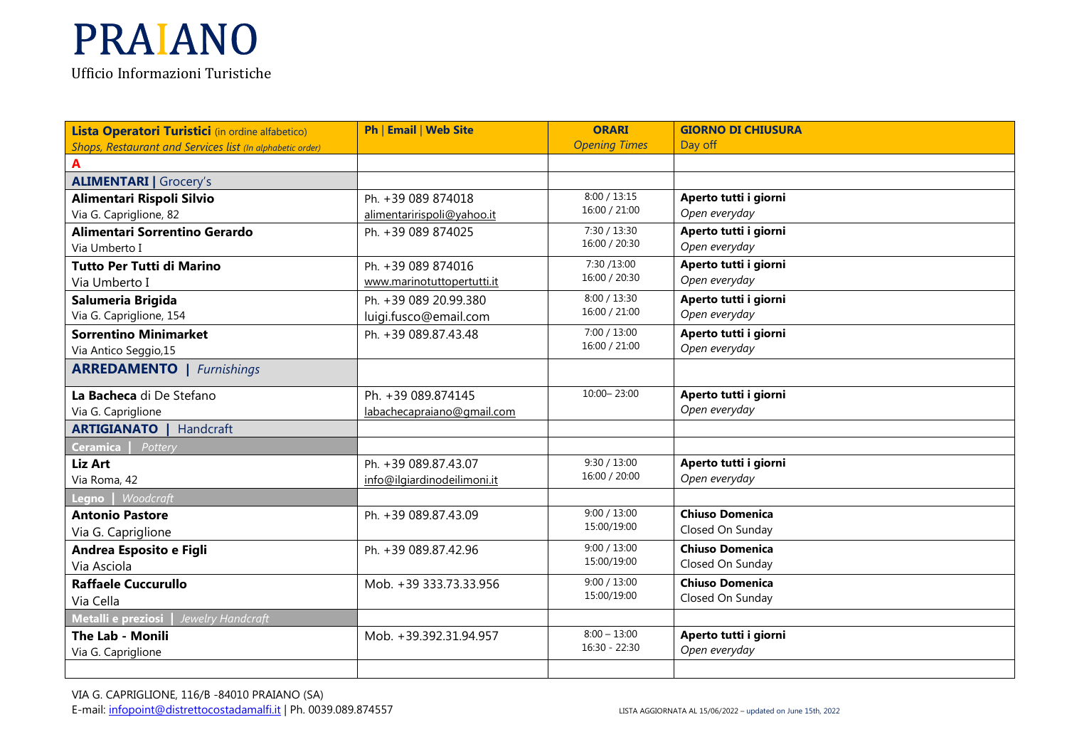# PRAIANO

Ufficio Informazioni Turistiche

| **Lista Operatori Turistici** (in ordine alfabetico) *Shops, Restaurant and Services list (In alphabetic order)* | **Ph \| Email \| Web Site** | **ORARI** *Opening Times* | **GIORNO DI CHIUSURA** Day off |
|---|---|---|---|
| **A** | | | |
| **ALIMENTARI \|** Grocery's | | | |
| **Alimentari Rispoli Silvio** Via G. Capriglione, 82 | Ph. +39 089 874018 alimentaririspoli@yahoo.it | 8:00 / 13:15 16:00 / 21:00 | **Aperto tutti i giorni** *Open everyday* |
| **Alimentari Sorrentino Gerardo** Via Umberto I | Ph. +39 089 874025 | 7:30 / 13:30 16:00 / 20:30 | **Aperto tutti i giorni** *Open everyday* |
| **Tutto Per Tutti di Marino** Via Umberto I | Ph. +39 089 874016 www.marinotuttopertutti.it | 7:30 /13:00 16:00 / 20:30 | **Aperto tutti i giorni** *Open everyday* |
| **Salumeria Brigida** Via G. Capriglione, 154 | Ph. +39 089 20.99.380 luigi.fusco@email.com | 8:00 / 13:30 16:00 / 21:00 | **Aperto tutti i giorni** *Open everyday* |
| **Sorrentino Minimarket** Via Antico Seggio,15 | Ph. +39 089.87.43.48 | 7:00 / 13:00 16:00 / 21:00 | **Aperto tutti i giorni** *Open everyday* |
| **ARREDAMENTO \|** *Furnishings* | | | |
| **La Bacheca** di De Stefano Via G. Capriglione | Ph. +39 089.874145 labachecapraiano@gmail.com | 10:00– 23:00 | **Aperto tutti i giorni** *Open everyday* |
| **ARTIGIANATO \|** Handcraft | | | |
| **Ceramica \|** *Pottery* | | | |
| **Liz Art** Via Roma, 42 | Ph. +39 089.87.43.07 info@ilgiardinodeilimoni.it | 9:30 / 13:00 16:00 / 20:00 | **Aperto tutti i giorni** *Open everyday* |
| **Legno \|** *Woodcraft* | | | |
| **Antonio Pastore** Via G. Capriglione | Ph. +39 089.87.43.09 | 9:00 / 13:00 15:00/19:00 | **Chiuso Domenica** Closed On Sunday |
| **Andrea Esposito e Figli** Via Asciola | Ph. +39 089.87.42.96 | 9:00 / 13:00 15:00/19:00 | **Chiuso Domenica** Closed On Sunday |
| **Raffaele Cuccurullo** Via Cella | Mob. +39 333.73.33.956 | 9:00 / 13:00 15:00/19:00 | **Chiuso Domenica** Closed On Sunday |
| **Metalli e preziosi \|** *Jewelry Handcraft* | | | |
| **The Lab - Monili** Via G. Capriglione | Mob. +39.392.31.94.957 | 8:00 – 13:00 16:30 - 22:30 | **Aperto tutti i giorni** *Open everyday* |
| | | | |

VIA G. CAPRIGLIONE, 116/B -84010 PRAIANO (SA)
E-mail: infopoint@distrettocostadamalfi.it | Ph. 0039.089.874557

LISTA AGGIORNATA AL 15/06/2022 – updated on June 15th, 2022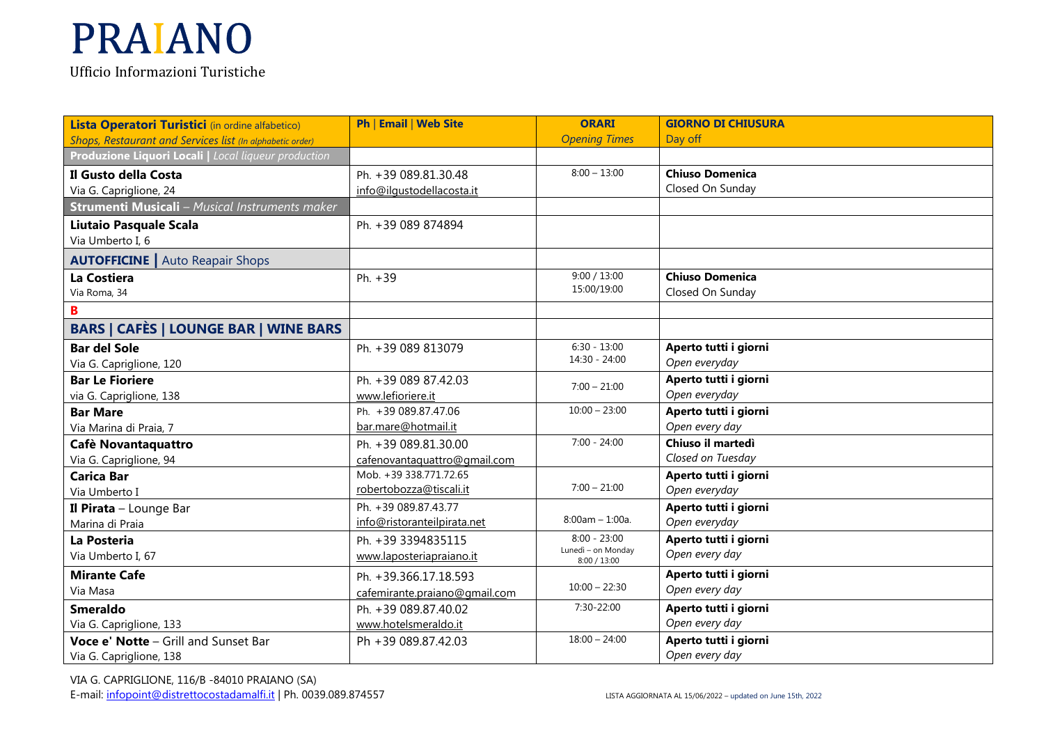# PRAIANO

Ufficio Informazioni Turistiche

| **Lista Operatori Turistici** (in ordine alfabetico) *Shops, Restaurant and Services list (In alphabetic order)* | **Ph \| Email \| Web Site** | **ORARI** *Opening Times* | **GIORNO DI CHIUSURA** Day off |
|---|---|---|---|
| **Produzione Liquori Locali \|** *Local liqueur production* | | | |
| **Il Gusto della Costa** Via G. Capriglione, 24 | Ph. +39 089.81.30.48 info@ilgustodellacosta.it | 8:00 – 13:00 | **Chiuso Domenica** Closed On Sunday |
| **Strumenti Musicali** – *Musical Instruments maker* | | | |
| **Liutaio Pasquale Scala** Via Umberto I, 6 | Ph. +39 089 874894 | | |
| **AUTOFFICINE \|** Auto Reapair Shops | | | |
| **La Costiera** Via Roma, 34 | Ph. +39 | 9:00 / 13:00 15:00/19:00 | **Chiuso Domenica** Closed On Sunday |
| **B** | | | |
| **BARS \| CAFÈS \| LOUNGE BAR \| WINE BARS** | | | |
| **Bar del Sole** Via G. Capriglione, 120 | Ph. +39 089 813079 | 6:30 - 13:00 14:30 - 24:00 | **Aperto tutti i giorni** *Open everyday* |
| **Bar Le Fioriere** via G. Capriglione, 138 | Ph. +39 089 87.42.03 www.lefioriere.it | 7:00 – 21:00 | **Aperto tutti i giorni** *Open everyday* |
| **Bar Mare** Via Marina di Praia, 7 | Ph. +39 089.87.47.06 bar.mare@hotmail.it | 10:00 – 23:00 | **Aperto tutti i giorni** *Open every day* |
| **Cafè Novantaquattro** Via G. Capriglione, 94 | Ph. +39 089.81.30.00 cafenovantaquattro@gmail.com | 7:00 - 24:00 | **Chiuso il martedì** *Closed on Tuesday* |
| **Carica Bar** Via Umberto I | Mob. +39 338.771.72.65 robertobozza@tiscali.it | 7:00 – 21:00 | **Aperto tutti i giorni** *Open everyday* |
| **Il Pirata** – Lounge Bar Marina di Praia | Ph. +39 089.87.43.77 info@ristoranteilpirata.net | 8:00am – 1:00a. | **Aperto tutti i giorni** *Open everyday* |
| **La Posteria** Via Umberto I, 67 | Ph. +39 3394835115 www.laposteriapraiano.it | 8:00 - 23:00 Lunedì – on Monday 8:00 / 13:00 | **Aperto tutti i giorni** *Open every day* |
| **Mirante Cafe** Via Masa | Ph. +39.366.17.18.593 cafemirante.praiano@gmail.com | 10:00 – 22:30 | **Aperto tutti i giorni** *Open every day* |
| **Smeraldo** Via G. Capriglione, 133 | Ph. +39 089.87.40.02 www.hotelsmeraldo.it | 7:30-22:00 | **Aperto tutti i giorni** *Open every day* |
| **Voce e' Notte** – Grill and Sunset Bar Via G. Capriglione, 138 | Ph +39 089.87.42.03 | 18:00 – 24:00 | **Aperto tutti i giorni** *Open every day* |

VIA G. CAPRIGLIONE, 116/B -84010 PRAIANO (SA)
E-mail: infopoint@distrettocostadamalfi.it | Ph. 0039.089.874557

LISTA AGGIORNATA AL 15/06/2022 – updated on June 15th, 2022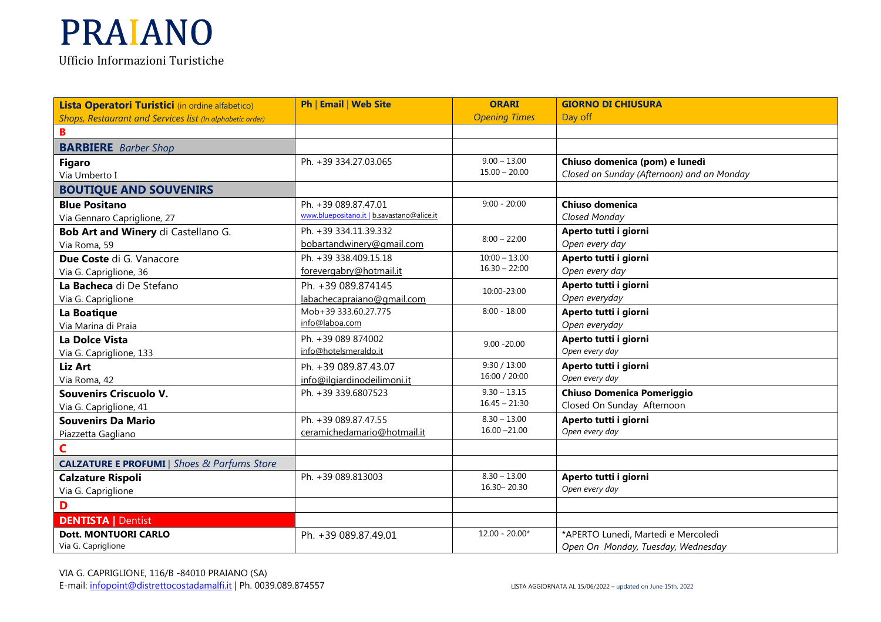# PRAIANO

Ufficio Informazioni Turistiche

| **Lista Operatori Turistici** (in ordine alfabetico) *Shops, Restaurant and Services list (In alphabetic order)* | **Ph \| Email \| Web Site** | **ORARI** *Opening Times* | **GIORNO DI CHIUSURA** Day off |
|---|---|---|---|
| **B** | | | |
| **BARBIERE** *Barber Shop* | | | |
| **Figaro** Via Umberto I | Ph. +39 334.27.03.065 | 9.00 – 13.00 15.00 – 20.00 | **Chiuso domenica (pom) e lunedì** *Closed on Sunday (Afternoon) and on Monday* |
| **BOUTIQUE AND SOUVENIRS** | | | |
| **Blue Positano** Via Gennaro Capriglione, 27 | Ph. +39 089.87.47.01 www.bluepositano.it \| b.savastano@alice.it | 9:00 - 20:00 | **Chiuso domenica** *Closed Monday* |
| **Bob Art and Winery** di Castellano G. Via Roma, 59 | Ph. +39 334.11.39.332 bobartandwinery@gmail.com | 8:00 – 22:00 | **Aperto tutti i giorni** *Open every day* |
| **Due Coste** di G. Vanacore Via G. Capriglione, 36 | Ph. +39 338.409.15.18 forevergabry@hotmail.it | 10:00 – 13.00 16.30 – 22:00 | **Aperto tutti i giorni** *Open every day* |
| **La Bacheca** di De Stefano Via G. Capriglione | Ph. +39 089.874145 labachecapraiano@gmail.com | 10:00-23:00 | **Aperto tutti i giorni** *Open everyday* |
| **La Boatique** Via Marina di Praia | Mob+39 333.60.27.775 info@laboa.com | 8:00 - 18:00 | **Aperto tutti i giorni** *Open everyday* |
| **La Dolce Vista** Via G. Capriglione, 133 | Ph. +39 089 874002 info@hotelsmeraldo.it | 9.00 -20.00 | **Aperto tutti i giorni** *Open every day* |
| **Liz Art** Via Roma, 42 | Ph. +39 089.87.43.07 info@ilgiardinodeilimoni.it | 9:30 / 13:00 16:00 / 20:00 | **Aperto tutti i giorni** *Open every day* |
| **Souvenirs Criscuolo V.** Via G. Capriglione, 41 | Ph. +39 339.6807523 | 9.30 – 13.15 16.45 – 21:30 | **Chiuso Domenica Pomeriggio** Closed On Sunday Afternoon |
| **Souvenirs Da Mario** Piazzetta Gagliano | Ph. +39 089.87.47.55 ceramichedamario@hotmail.it | 8.30 – 13.00 16.00 –21.00 | **Aperto tutti i giorni** *Open every day* |
| **C** | | | |
| **CALZATURE E PROFUMI** \| *Shoes & Parfums Store* | | | |
| **Calzature Rispoli** Via G. Capriglione | Ph. +39 089.813003 | 8.30 – 13.00 16.30– 20.30 | **Aperto tutti i giorni** *Open every day* |
| **D** | | | |
| **DENTISTA \|** Dentist | | | |
| **Dott. MONTUORI CARLO** Via G. Capriglione | Ph. +39 089.87.49.01 | 12.00 - 20.00* | *APERTO Lunedì, Martedì e Mercoledì *Open On Monday, Tuesday, Wednesday* |

VIA G. CAPRIGLIONE, 116/B -84010 PRAIANO (SA)
E-mail: infopoint@distrettocostadamalfi.it | Ph. 0039.089.874557

LISTA AGGIORNATA AL 15/06/2022 – updated on June 15th, 2022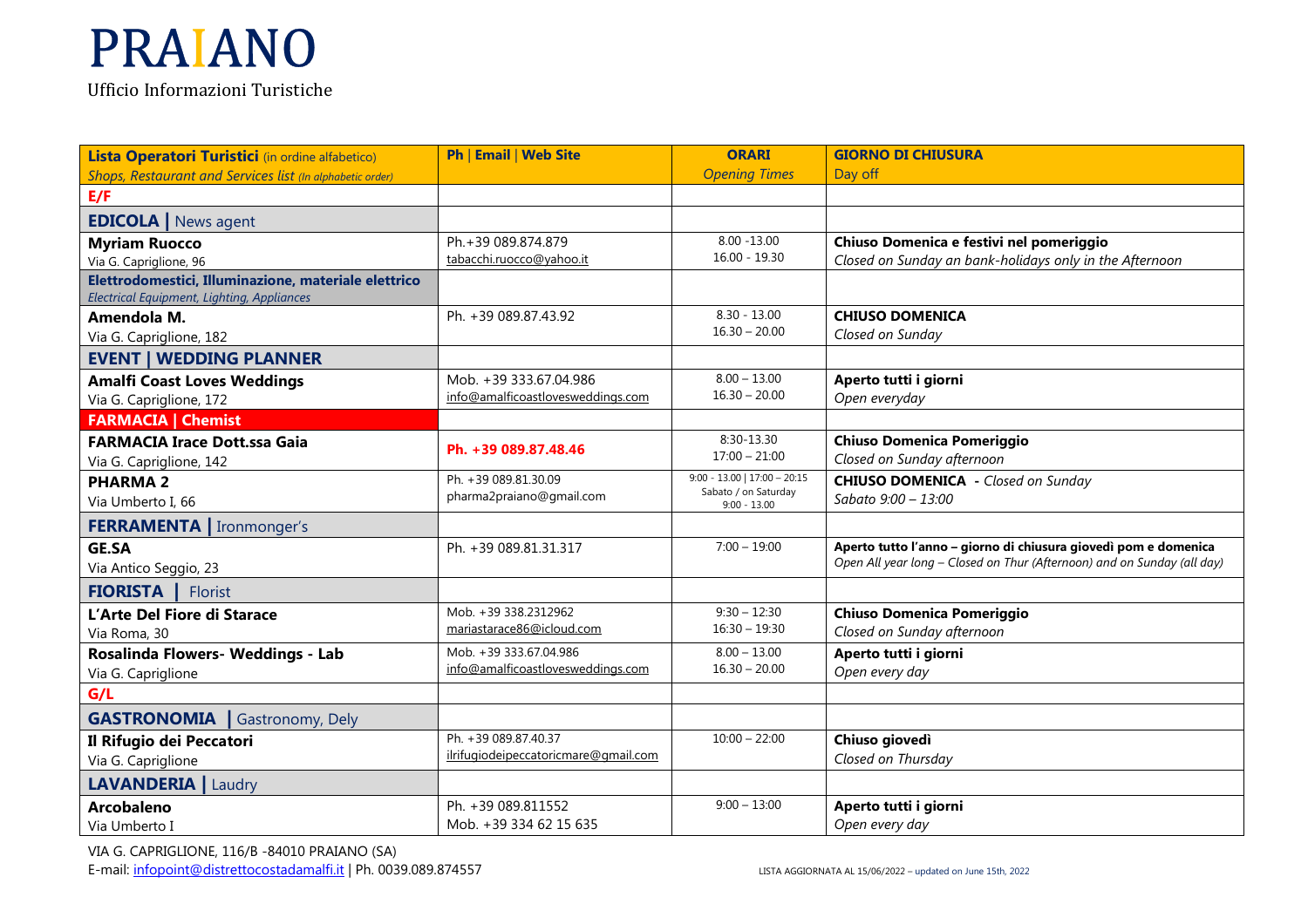# PRAIANO

Ufficio Informazioni Turistiche

| **Lista Operatori Turistici** (in ordine alfabetico) *Shops, Restaurant and Services list (In alphabetic order)* | **Ph \| Email \| Web Site** | **ORARI** *Opening Times* | **GIORNO DI CHIUSURA** Day off |
|---|---|---|---|
| **E/F** | | | |
| **EDICOLA \|** News agent | | | |
| **Myriam Ruocco** Via G. Capriglione, 96 | Ph.+39 089.874.879 tabacchi.ruocco@yahoo.it | 8.00 -13.00 16.00 - 19.30 | **Chiuso Domenica e festivi nel pomeriggio** *Closed on Sunday an bank-holidays only in the Afternoon* |
| **Elettrodomestici, Illuminazione, materiale elettrico** *Electrical Equipment, Lighting, Appliances* | | | |
| **Amendola M.** Via G. Capriglione, 182 | Ph. +39 089.87.43.92 | 8.30 - 13.00 16.30 – 20.00 | **CHIUSO DOMENICA** *Closed on Sunday* |
| **EVENT \| WEDDING PLANNER** | | | |
| **Amalfi Coast Loves Weddings** Via G. Capriglione, 172 | Mob. +39 333.67.04.986 info@amalficoastlovesweddings.com | 8.00 – 13.00 16.30 – 20.00 | **Aperto tutti i giorni** *Open everyday* |
| **FARMACIA \| Chemist** | | | |
| **FARMACIA Irace Dott.ssa Gaia** Via G. Capriglione, 142 | **Ph. +39 089.87.48.46** | 8:30-13.30 17:00 – 21:00 | **Chiuso Domenica Pomeriggio** *Closed on Sunday afternoon* |
| **PHARMA 2** Via Umberto I, 66 | Ph. +39 089.81.30.09 pharma2praiano@gmail.com | 9:00 - 13.00 \| 17:00 – 20:15 Sabato / on Saturday 9:00 - 13.00 | **CHIUSO DOMENICA** - *Closed on Sunday* *Sabato 9:00 – 13:00* |
| **FERRAMENTA \|** Ironmonger's | | | |
| **GE.SA** Via Antico Seggio, 23 | Ph. +39 089.81.31.317 | 7:00 – 19:00 | **Aperto tutto l'anno – giorno di chiusura giovedì pom e domenica** *Open All year long – Closed on Thur (Afternoon) and on Sunday (all day)* |
| **FIORISTA \|** Florist | | | |
| **L'Arte Del Fiore di Starace** Via Roma, 30 | Mob. +39 338.2312962 mariastarace86@icloud.com | 9:30 – 12:30 16:30 – 19:30 | **Chiuso Domenica Pomeriggio** *Closed on Sunday afternoon* |
| **Rosalinda Flowers- Weddings - Lab** Via G. Capriglione | Mob. +39 333.67.04.986 info@amalficoastlovesweddings.com | 8.00 – 13.00 16.30 – 20.00 | **Aperto tutti i giorni** *Open every day* |
| **G/L** | | | |
| **GASTRONOMIA \|** Gastronomy, Dely | | | |
| **Il Rifugio dei Peccatori** Via G. Capriglione | Ph. +39 089.87.40.37 ilrifugiodeipeccatoricmare@gmail.com | 10:00 – 22:00 | **Chiuso giovedì** *Closed on Thursday* |
| **LAVANDERIA \|** Laudry | | | |
| **Arcobaleno** Via Umberto I | Ph. +39 089.811552 Mob. +39 334 62 15 635 | 9:00 – 13:00 | **Aperto tutti i giorni** *Open every day* |

VIA G. CAPRIGLIONE, 116/B -84010 PRAIANO (SA)
E-mail: infopoint@distrettocostadamalfi.it | Ph. 0039.089.874557

LISTA AGGIORNATA AL 15/06/2022 – updated on June 15th, 2022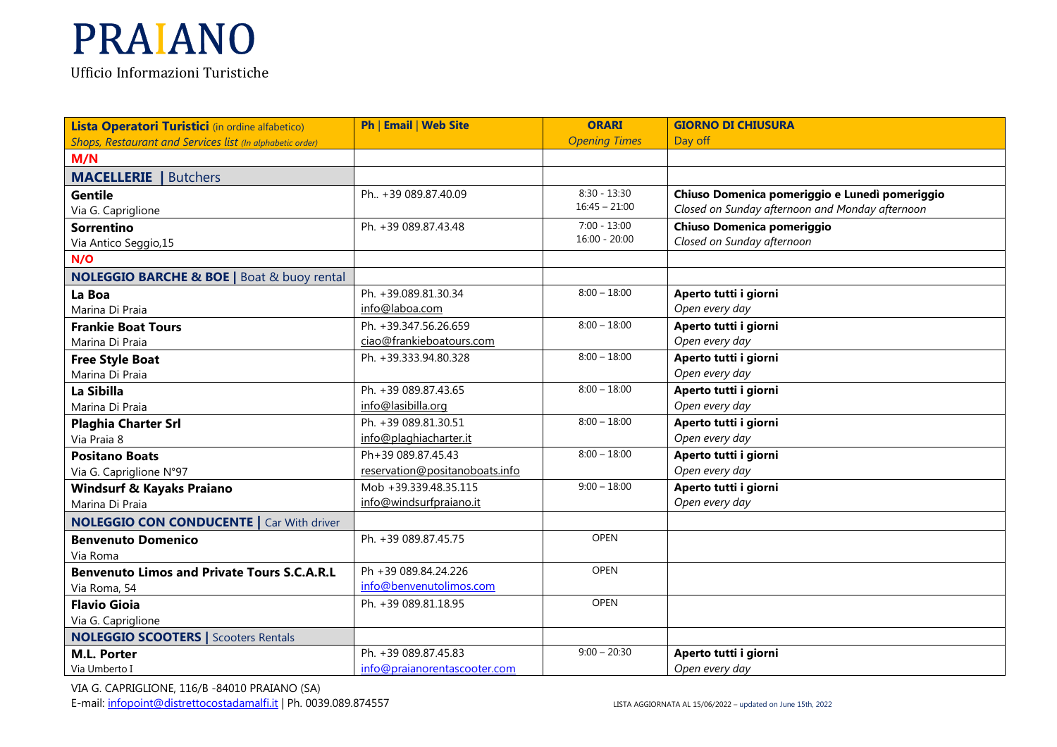# PRAIANO

Ufficio Informazioni Turistiche

| **Lista Operatori Turistici** (in ordine alfabetico) *Shops, Restaurant and Services list (In alphabetic order)* | **Ph \| Email \| Web Site** | **ORARI** *Opening Times* | **GIORNO DI CHIUSURA** Day off |
|---|---|---|---|
| **M/N** | | | |
| **MACELLERIE \|** Butchers | | | |
| **Gentile** Via G. Capriglione | Ph.. +39 089.87.40.09 | 8:30 - 13:30 16:45 – 21:00 | **Chiuso Domenica pomeriggio e Lunedì pomeriggio** *Closed on Sunday afternoon and Monday afternoon* |
| **Sorrentino** Via Antico Seggio,15 | Ph. +39 089.87.43.48 | 7:00 - 13:00 16:00 - 20:00 | **Chiuso Domenica pomeriggio** *Closed on Sunday afternoon* |
| **N/O** | | | |
| **NOLEGGIO BARCHE & BOE \|** Boat & buoy rental | | | |
| **La Boa** Marina Di Praia | Ph. +39.089.81.30.34 info@laboa.com | 8:00 – 18:00 | **Aperto tutti i giorni** *Open every day* |
| **Frankie Boat Tours** Marina Di Praia | Ph. +39.347.56.26.659 ciao@frankieboatours.com | 8:00 – 18:00 | **Aperto tutti i giorni** *Open every day* |
| **Free Style Boat** Marina Di Praia | Ph. +39.333.94.80.328 | 8:00 – 18:00 | **Aperto tutti i giorni** *Open every day* |
| **La Sibilla** Marina Di Praia | Ph. +39 089.87.43.65 info@lasibilla.org | 8:00 – 18:00 | **Aperto tutti i giorni** *Open every day* |
| **Plaghia Charter Srl** Via Praia 8 | Ph. +39 089.81.30.51 info@plaghiacharter.it | 8:00 – 18:00 | **Aperto tutti i giorni** *Open every day* |
| **Positano Boats** Via G. Capriglione N°97 | Ph+39 089.87.45.43 reservation@positanoboats.info | 8:00 – 18:00 | **Aperto tutti i giorni** *Open every day* |
| **Windsurf & Kayaks Praiano** Marina Di Praia | Mob +39.339.48.35.115 info@windsurfpraiano.it | 9:00 – 18:00 | **Aperto tutti i giorni** *Open every day* |
| **NOLEGGIO CON CONDUCENTE \|** Car With driver | | | |
| **Benvenuto Domenico** Via Roma | Ph. +39 089.87.45.75 | OPEN | |
| **Benvenuto Limos and Private Tours S.C.A.R.L** Via Roma, 54 | Ph +39 089.84.24.226 info@benvenutolimos.com | OPEN | |
| **Flavio Gioia** Via G. Capriglione | Ph. +39 089.81.18.95 | OPEN | |
| **NOLEGGIO SCOOTERS \|** Scooters Rentals | | | |
| **M.L. Porter** Via Umberto I | Ph. +39 089.87.45.83 info@praianorentascooter.com | 9:00 – 20:30 | **Aperto tutti i giorni** *Open every day* |

VIA G. CAPRIGLIONE, 116/B -84010 PRAIANO (SA)
E-mail: infopoint@distrettocostadamalfi.it | Ph. 0039.089.874557

LISTA AGGIORNATA AL 15/06/2022 – updated on June 15th, 2022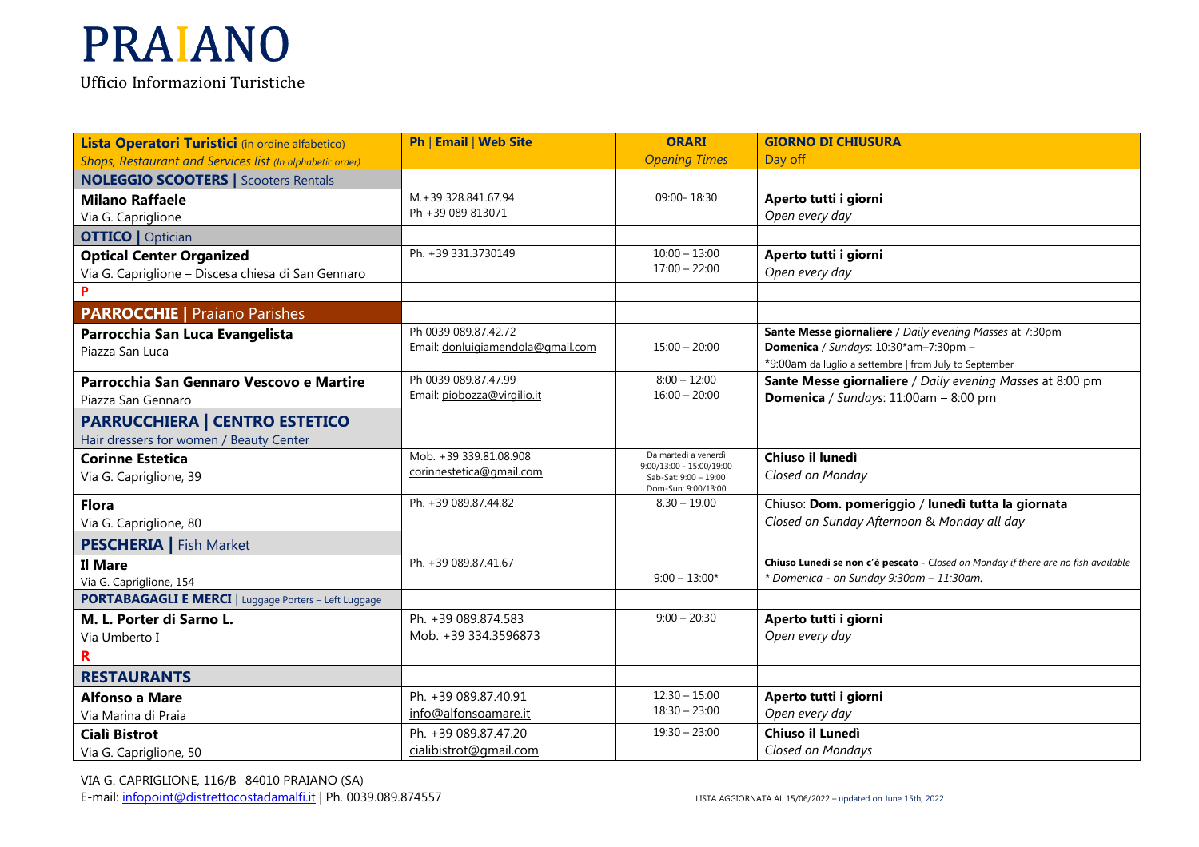# PRAIANO

Ufficio Informazioni Turistiche

| **Lista Operatori Turistici** (in ordine alfabetico) *Shops, Restaurant and Services list (In alphabetic order)* | **Ph \| Email \| Web Site** | **ORARI** *Opening Times* | **GIORNO DI CHIUSURA** Day off |
|---|---|---|---|
| **NOLEGGIO SCOOTERS \|** Scooters Rentals | | | |
| **Milano Raffaele** Via G. Capriglione | M.+39 328.841.67.94 Ph +39 089 813071 | 09:00- 18:30 | **Aperto tutti i giorni** *Open every day* |
| **OTTICO \|** Optician | | | |
| **Optical Center Organized** Via G. Capriglione – Discesa chiesa di San Gennaro | Ph. +39 331.3730149 | 10:00 – 13:00 17:00 – 22:00 | **Aperto tutti i giorni** *Open every day* |
| **P** | | | |
| **PARROCCHIE \|** Praiano Parishes | | | |
| **Parrocchia San Luca Evangelista** Piazza San Luca | Ph 0039 089.87.42.72 Email: donluigiamendola@gmail.com | 15:00 – 20:00 | **Sante Messe giornaliere** / *Daily evening Masses* at 7:30pm **Domenica** / *Sundays*: 10:30*am–7:30pm – *9:00am da luglio a settembre \| from July to September |
| **Parrocchia San Gennaro Vescovo e Martire** Piazza San Gennaro | Ph 0039 089.87.47.99 Email: piobozza@virgilio.it | 8:00 – 12:00 16:00 – 20:00 | **Sante Messe giornaliere** / *Daily evening Masses* at 8:00 pm **Domenica** / *Sundays*: 11:00am – 8:00 pm |
| **PARRUCCHIERA \| CENTRO ESTETICO** Hair dressers for women / Beauty Center | | | |
| **Corinne Estetica** Via G. Capriglione, 39 | Mob. +39 339.81.08.908 corinnestetica@gmail.com | Da martedì a venerdì 9:00/13:00 - 15:00/19:00 Sab-Sat: 9:00 – 19:00 Dom-Sun: 9:00/13:00 | **Chiuso il lunedì** *Closed on Monday* |
| **Flora** Via G. Capriglione, 80 | Ph. +39 089.87.44.82 | 8.30 – 19.00 | Chiuso: **Dom. pomeriggio** / **lunedì tutta la giornata** *Closed on Sunday Afternoon & Monday all day* |
| **PESCHERIA \|** Fish Market | | | |
| **Il Mare** Via G. Capriglione, 154 | Ph. +39 089.87.41.67 | 9:00 – 13:00* | **Chiuso Lunedì se non c'è pescato -** *Closed on Monday if there are no fish available* *\* Domenica - on Sunday 9:30am – 11:30am.* |
| **PORTABAGAGLI E MERCI \|** Luggage Porters – Left Luggage | | | |
| **M. L. Porter di Sarno L.** Via Umberto I | Ph. +39 089.874.583 Mob. +39 334.3596873 | 9:00 – 20:30 | **Aperto tutti i giorni** *Open every day* |
| **R** | | | |
| **RESTAURANTS** | | | |
| **Alfonso a Mare** Via Marina di Praia | Ph. +39 089.87.40.91 info@alfonsoamare.it | 12:30 – 15:00 18:30 – 23:00 | **Aperto tutti i giorni** *Open every day* |
| **Cialì Bistrot** Via G. Capriglione, 50 | Ph. +39 089.87.47.20 cialibistrot@gmail.com | 19:30 – 23:00 | **Chiuso il Lunedì** *Closed on Mondays* |

VIA G. CAPRIGLIONE, 116/B -84010 PRAIANO (SA)
E-mail: infopoint@distrettocostadamalfi.it | Ph. 0039.089.874557

LISTA AGGIORNATA AL 15/06/2022 – updated on June 15th, 2022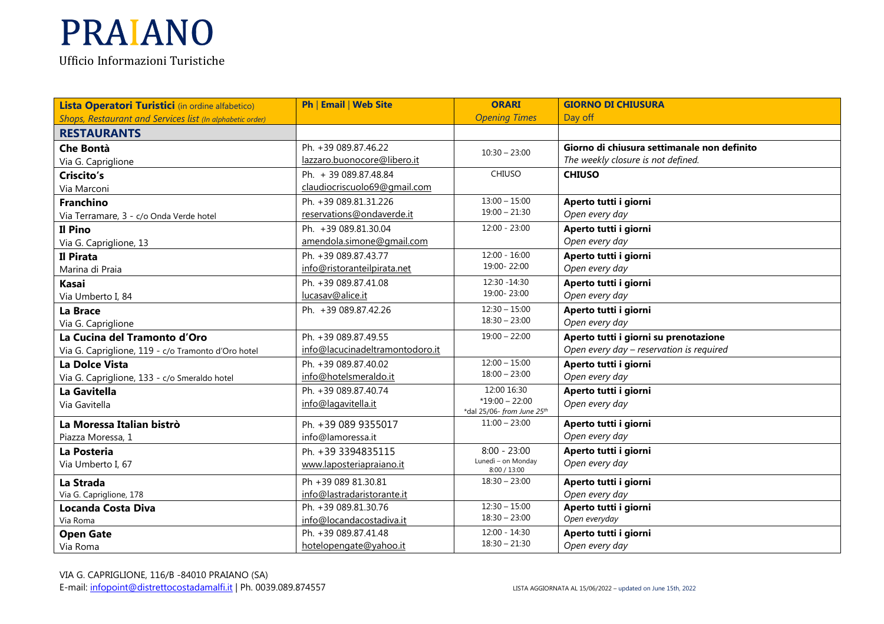# PRAIANO

Ufficio Informazioni Turistiche

| **Lista Operatori Turistici** (in ordine alfabetico) *Shops, Restaurant and Services list (In alphabetic order)* | **Ph \| Email \| Web Site** | **ORARI** *Opening Times* | **GIORNO DI CHIUSURA** Day off |
|---|---|---|---|
| **RESTAURANTS** | | | |
| **Che Bontà** Via G. Capriglione | Ph. +39 089.87.46.22 lazzaro.buonocore@libero.it | 10:30 – 23:00 | **Giorno di chiusura settimanale non definito** *The weekly closure is not defined.* |
| **Criscito's** Via Marconi | Ph. + 39 089.87.48.84 claudiocriscuolo69@gmail.com | CHIUSO | **CHIUSO** |
| **Franchino** Via Terramare, 3 - c/o Onda Verde hotel | Ph. +39 089.81.31.226 reservations@ondaverde.it | 13:00 – 15:00 19:00 – 21:30 | **Aperto tutti i giorni** *Open every day* |
| **Il Pino** Via G. Capriglione, 13 | Ph. +39 089.81.30.04 amendola.simone@gmail.com | 12:00 - 23:00 | **Aperto tutti i giorni** *Open every day* |
| **Il Pirata** Marina di Praia | Ph. +39 089.87.43.77 info@ristoranteilpirata.net | 12:00 - 16:00 19:00- 22:00 | **Aperto tutti i giorni** *Open every day* |
| **Kasai** Via Umberto I, 84 | Ph. +39 089.87.41.08 lucasav@alice.it | 12:30 -14:30 19:00- 23:00 | **Aperto tutti i giorni** *Open every day* |
| **La Brace** Via G. Capriglione | Ph. +39 089.87.42.26 | 12:30 – 15:00 18:30 – 23:00 | **Aperto tutti i giorni** *Open every day* |
| **La Cucina del Tramonto d'Oro** Via G. Capriglione, 119 - c/o Tramonto d'Oro hotel | Ph. +39 089.87.49.55 info@lacucinadeltramontodoro.it | 19:00 – 22:00 | **Aperto tutti i giorni su prenotazione** *Open every day – reservation is required* |
| **La Dolce Vista** Via G. Capriglione, 133 - c/o Smeraldo hotel | Ph. +39 089.87.40.02 info@hotelsmeraldo.it | 12:00 – 15:00 18:00 – 23:00 | **Aperto tutti i giorni** *Open every day* |
| **La Gavitella** Via Gavitella | Ph. +39 089.87.40.74 info@lagavitella.it | 12:00 16:30 *19:00 – 22:00 *dal 25/06- *from June 25th* | **Aperto tutti i giorni** *Open every day* |
| **La Moressa Italian bistrò** Piazza Moressa, 1 | Ph. +39 089 9355017 info@lamoressa.it | 11:00 – 23:00 | **Aperto tutti i giorni** *Open every day* |
| **La Posteria** Via Umberto I, 67 | Ph. +39 3394835115 www.laposteriapraiano.it | 8:00 - 23:00 Lunedì – on Monday 8:00 / 13:00 | **Aperto tutti i giorni** *Open every day* |
| **La Strada** Via G. Capriglione, 178 | Ph +39 089 81.30.81 info@lastradaristorante.it | 18:30 – 23:00 | **Aperto tutti i giorni** *Open every day* |
| **Locanda Costa Diva** Via Roma | Ph. +39 089.81.30.76 info@locandacostadiva.it | 12:30 – 15:00 18:30 – 23:00 | **Aperto tutti i giorni** *Open everyday* |
| **Open Gate** Via Roma | Ph. +39 089.87.41.48 hotelopengate@yahoo.it | 12:00 - 14:30 18:30 – 21:30 | **Aperto tutti i giorni** *Open every day* |

VIA G. CAPRIGLIONE, 116/B -84010 PRAIANO (SA)
E-mail: infopoint@distrettocostadamalfi.it | Ph. 0039.089.874557

LISTA AGGIORNATA AL 15/06/2022 – updated on June 15th, 2022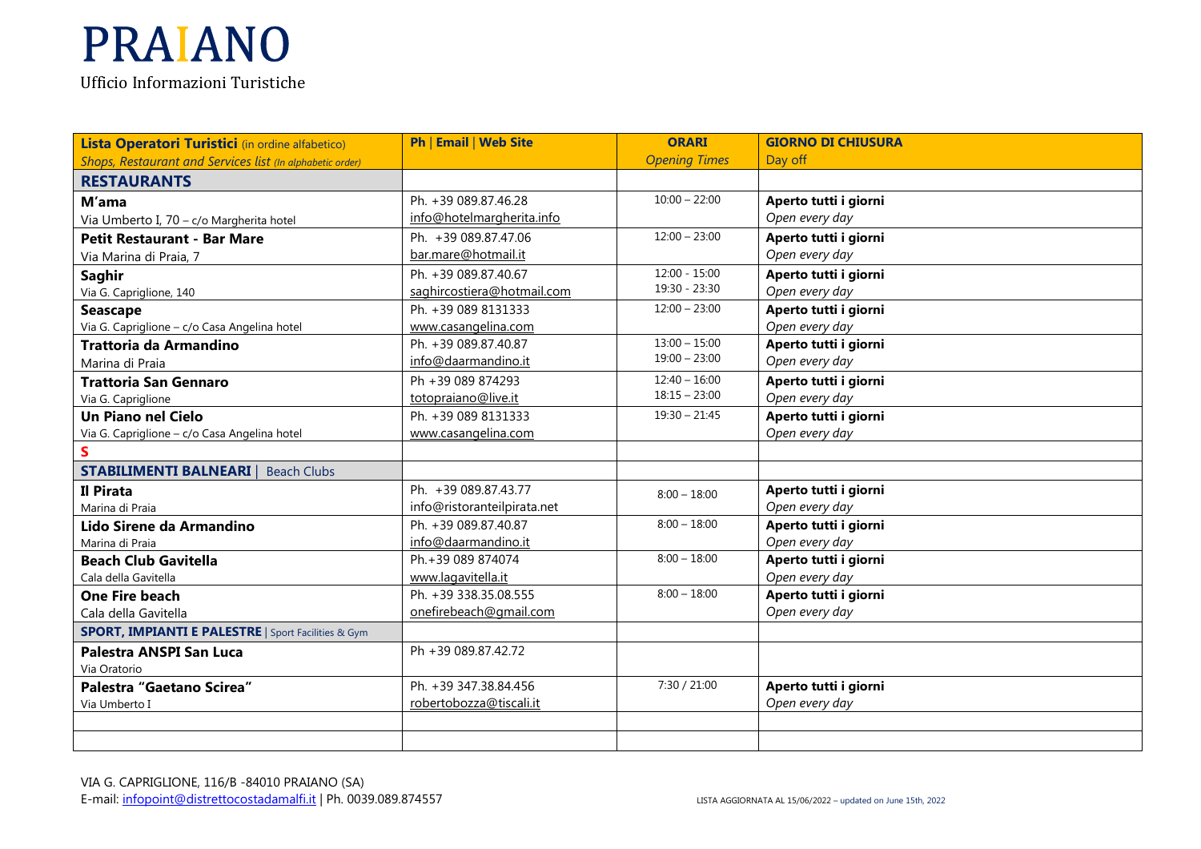# PRAIANO

Ufficio Informazioni Turistiche

| **Lista Operatori Turistici** (in ordine alfabetico)<br>*Shops, Restaurant and Services list (In alphabetic order)* | **Ph \| Email \| Web Site** | **ORARI**<br>*Opening Times* | **GIORNO DI CHIUSURA**<br>Day off |
|---|---|---|---|
| **RESTAURANTS** | | | |
| **M'ama**<br>Via Umberto I, 70 – c/o Margherita hotel | Ph. +39 089.87.46.28<br>info@hotelmargherita.info | 10:00 – 22:00 | **Aperto tutti i giorni**<br>*Open every day* |
| **Petit Restaurant - Bar Mare**<br>Via Marina di Praia, 7 | Ph. +39 089.87.47.06<br>bar.mare@hotmail.it | 12:00 – 23:00 | **Aperto tutti i giorni**<br>*Open every day* |
| **Saghir**<br>Via G. Capriglione, 140 | Ph. +39 089.87.40.67<br>saghircostiera@hotmail.com | 12:00 - 15:00<br>19:30 - 23:30 | **Aperto tutti i giorni**<br>*Open every day* |
| **Seascape**<br>Via G. Capriglione – c/o Casa Angelina hotel | Ph. +39 089 8131333<br>www.casangelina.com | 12:00 – 23:00 | **Aperto tutti i giorni**<br>*Open every day* |
| **Trattoria da Armandino**<br>Marina di Praia | Ph. +39 089.87.40.87<br>info@daarmandino.it | 13:00 – 15:00<br>19:00 – 23:00 | **Aperto tutti i giorni**<br>*Open every day* |
| **Trattoria San Gennaro**<br>Via G. Capriglione | Ph +39 089 874293<br>totopraiano@live.it | 12:40 – 16:00<br>18:15 – 23:00 | **Aperto tutti i giorni**<br>*Open every day* |
| **Un Piano nel Cielo**<br>Via G. Capriglione – c/o Casa Angelina hotel | Ph. +39 089 8131333<br>www.casangelina.com | 19:30 – 21:45 | **Aperto tutti i giorni**<br>*Open every day* |
| **S** | | | |
| **STABILIMENTI BALNEARI** \| Beach Clubs | | | |
| **Il Pirata**<br>Marina di Praia | Ph. +39 089.87.43.77<br>info@ristoranteilpirata.net | 8:00 – 18:00 | **Aperto tutti i giorni**<br>*Open every day* |
| **Lido Sirene da Armandino**<br>Marina di Praia | Ph. +39 089.87.40.87<br>info@daarmandino.it | 8:00 – 18:00 | **Aperto tutti i giorni**<br>*Open every day* |
| **Beach Club Gavitella**<br>Cala della Gavitella | Ph.+39 089 874074<br>www.lagavitella.it | 8:00 – 18:00 | **Aperto tutti i giorni**<br>*Open every day* |
| **One Fire beach**<br>Cala della Gavitella | Ph. +39 338.35.08.555<br>onefirebeach@gmail.com | 8:00 – 18:00 | **Aperto tutti i giorni**<br>*Open every day* |
| **SPORT, IMPIANTI E PALESTRE** \| Sport Facilities & Gym | | | |
| **Palestra ANSPI San Luca**<br>Via Oratorio | Ph +39 089.87.42.72 | | |
| **Palestra "Gaetano Scirea"**<br>Via Umberto I | Ph. +39 347.38.84.456<br>robertobozza@tiscali.it | 7:30 / 21:00 | **Aperto tutti i giorni**<br>*Open every day* |
| | | | |
| | | | |

VIA G. CAPRIGLIONE, 116/B -84010 PRAIANO (SA)
E-mail: infopoint@distrettocostadamalfi.it | Ph. 0039.089.874557

LISTA AGGIORNATA AL 15/06/2022 – updated on June 15th, 2022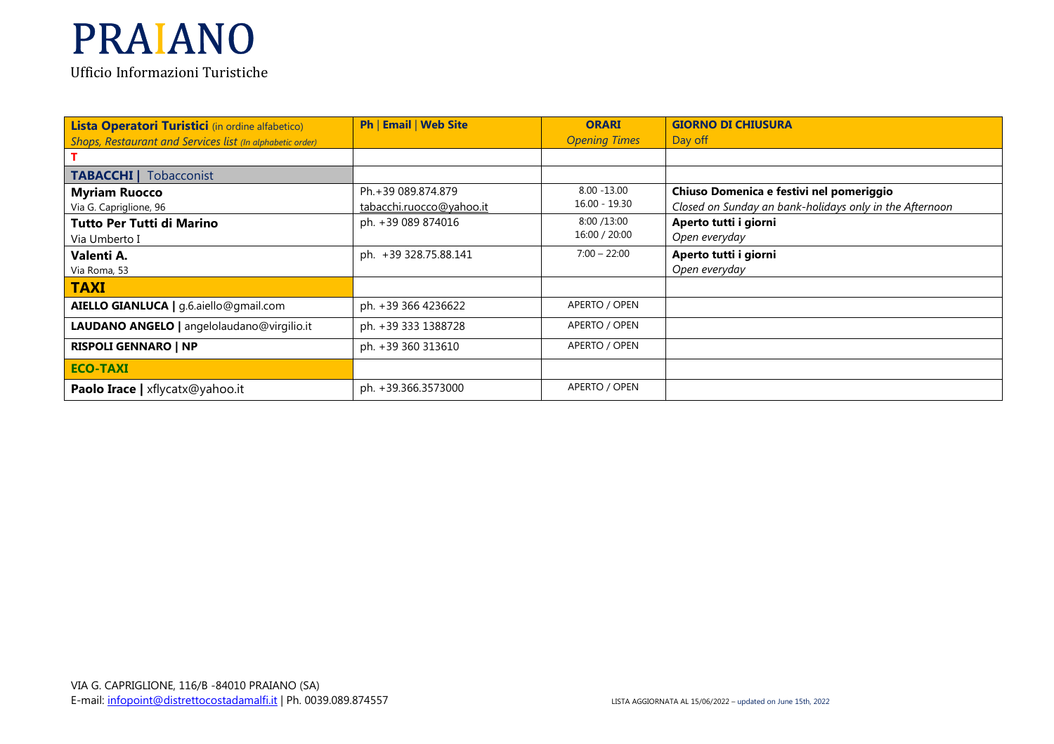# PRAIANO

Ufficio Informazioni Turistiche

| **Lista Operatori Turistici** (in ordine alfabetico) *Shops, Restaurant and Services list (In alphabetic order)* | **Ph \| Email \| Web Site** | **ORARI** *Opening Times* | **GIORNO DI CHIUSURA** Day off |
|---|---|---|---|
| **T** | | | |
| **TABACCHI \|** Tobacconist | | | |
| **Myriam Ruocco** Via G. Capriglione, 96 | Ph.+39 089.874.879 tabacchi.ruocco@yahoo.it | 8.00 -13.00 16.00 - 19.30 | **Chiuso Domenica e festivi nel pomeriggio** *Closed on Sunday an bank-holidays only in the Afternoon* |
| **Tutto Per Tutti di Marino** Via Umberto I | ph. +39 089 874016 | 8:00 /13:00 16:00 / 20:00 | **Aperto tutti i giorni** *Open everyday* |
| **Valenti A.** Via Roma, 53 | ph. +39 328.75.88.141 | 7:00 – 22:00 | **Aperto tutti i giorni** *Open everyday* |
| **TAXI** | | | |
| **AIELLO GIANLUCA \|** g.6.aiello@gmail.com | ph. +39 366 4236622 | APERTO / OPEN | |
| **LAUDANO ANGELO \|** angelolaudano@virgilio.it | ph. +39 333 1388728 | APERTO / OPEN | |
| **RISPOLI GENNARO \| NP** | ph. +39 360 313610 | APERTO / OPEN | |
| **ECO-TAXI** | | | |
| **Paolo Irace \|** xflycatx@yahoo.it | ph. +39.366.3573000 | APERTO / OPEN | |

VIA G. CAPRIGLIONE, 116/B -84010 PRAIANO (SA)
E-mail: infopoint@distrettocostadamalfi.it | Ph. 0039.089.874557

LISTA AGGIORNATA AL 15/06/2022 – updated on June 15th, 2022